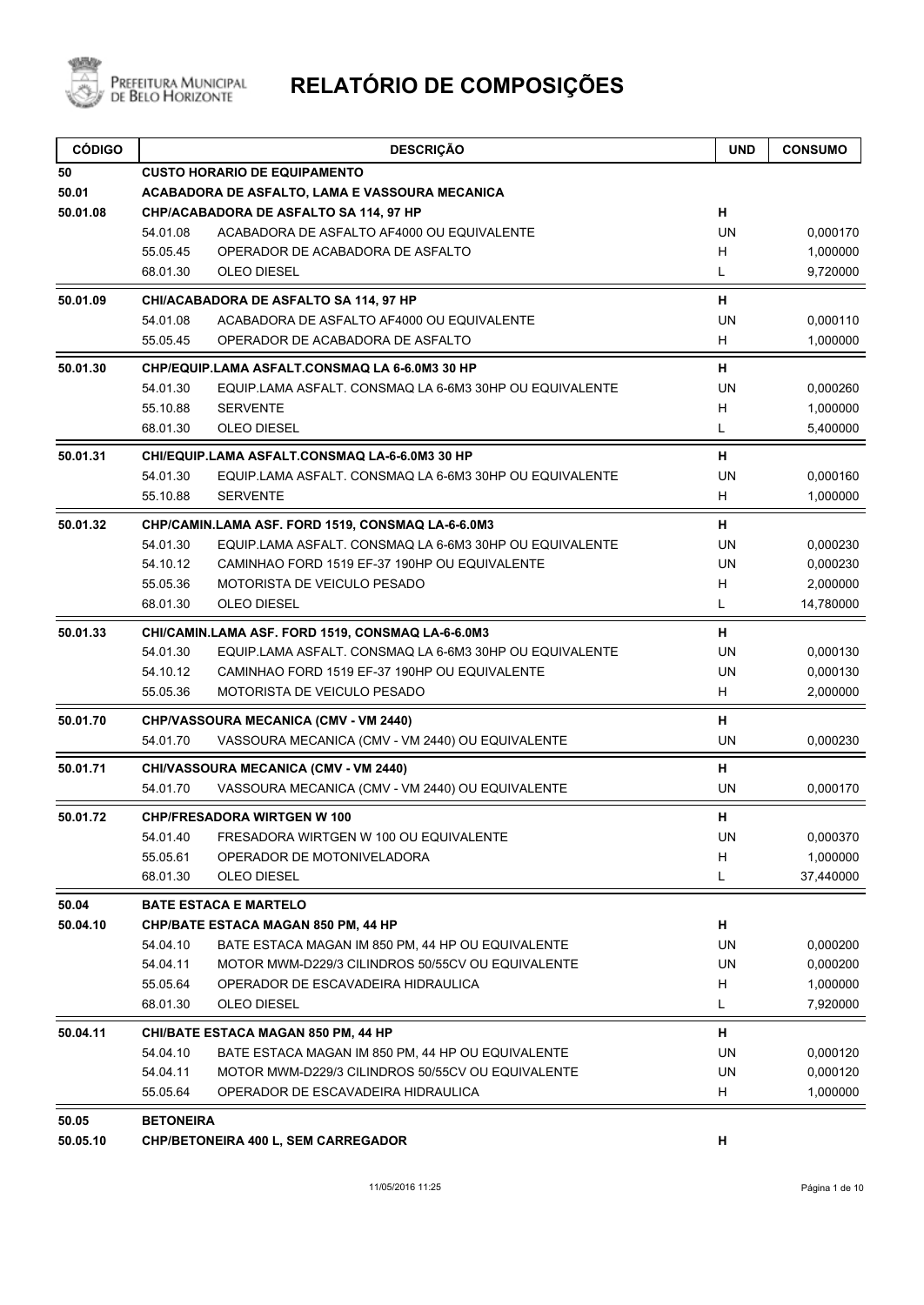# RELATÓRIO DE COMPOSIÇÕES

Prefeitura Municipal de Belo Horizonte

| CÓDIGO | | DESCRIÇÃO | UND | CONSUMO |
|---|---|---|---|---|
| 50 | **CUSTO HORARIO DE EQUIPAMENTO** | | | |
| 50.01 | **ACABADORA DE ASFALTO, LAMA E VASSOURA MECANICA** | | | |
| 50.01.08 | **CHP/ACABADORA DE ASFALTO SA 114, 97 HP** | | H | |
| | 54.01.08 | ACABADORA DE ASFALTO AF4000 OU EQUIVALENTE | UN | 0,000170 |
| | 55.05.45 | OPERADOR DE ACABADORA DE ASFALTO | H | 1,000000 |
| | 68.01.30 | OLEO DIESEL | L | 9,720000 |
| 50.01.09 | **CHI/ACABADORA DE ASFALTO SA 114, 97 HP** | | H | |
| | 54.01.08 | ACABADORA DE ASFALTO AF4000 OU EQUIVALENTE | UN | 0,000110 |
| | 55.05.45 | OPERADOR DE ACABADORA DE ASFALTO | H | 1,000000 |
| 50.01.30 | **CHP/EQUIP.LAMA ASFALT.CONSMAQ LA 6-6.0M3 30 HP** | | H | |
| | 54.01.30 | EQUIP.LAMA ASFALT. CONSMAQ LA 6-6M3 30HP OU EQUIVALENTE | UN | 0,000260 |
| | 55.10.88 | SERVENTE | H | 1,000000 |
| | 68.01.30 | OLEO DIESEL | L | 5,400000 |
| 50.01.31 | **CHI/EQUIP.LAMA ASFALT.CONSMAQ LA-6-6.0M3 30 HP** | | H | |
| | 54.01.30 | EQUIP.LAMA ASFALT. CONSMAQ LA 6-6M3 30HP OU EQUIVALENTE | UN | 0,000160 |
| | 55.10.88 | SERVENTE | H | 1,000000 |
| 50.01.32 | **CHP/CAMIN.LAMA ASF. FORD 1519, CONSMAQ LA-6-6.0M3** | | H | |
| | 54.01.30 | EQUIP.LAMA ASFALT. CONSMAQ LA 6-6M3 30HP OU EQUIVALENTE | UN | 0,000230 |
| | 54.10.12 | CAMINHAO FORD 1519 EF-37 190HP OU EQUIVALENTE | UN | 0,000230 |
| | 55.05.36 | MOTORISTA DE VEICULO PESADO | H | 2,000000 |
| | 68.01.30 | OLEO DIESEL | L | 14,780000 |
| 50.01.33 | **CHI/CAMIN.LAMA ASF. FORD 1519, CONSMAQ LA-6-6.0M3** | | H | |
| | 54.01.30 | EQUIP.LAMA ASFALT. CONSMAQ LA 6-6M3 30HP OU EQUIVALENTE | UN | 0,000130 |
| | 54.10.12 | CAMINHAO FORD 1519 EF-37 190HP OU EQUIVALENTE | UN | 0,000130 |
| | 55.05.36 | MOTORISTA DE VEICULO PESADO | H | 2,000000 |
| 50.01.70 | **CHP/VASSOURA MECANICA (CMV - VM 2440)** | | H | |
| | 54.01.70 | VASSOURA MECANICA (CMV - VM 2440) OU EQUIVALENTE | UN | 0,000230 |
| 50.01.71 | **CHI/VASSOURA MECANICA (CMV - VM 2440)** | | H | |
| | 54.01.70 | VASSOURA MECANICA (CMV - VM 2440) OU EQUIVALENTE | UN | 0,000170 |
| 50.01.72 | **CHP/FRESADORA WIRTGEN W 100** | | H | |
| | 54.01.40 | FRESADORA WIRTGEN W 100 OU EQUIVALENTE | UN | 0,000370 |
| | 55.05.61 | OPERADOR DE MOTONIVELADORA | H | 1,000000 |
| | 68.01.30 | OLEO DIESEL | L | 37,440000 |
| 50.04 | **BATE ESTACA E MARTELO** | | | |
| 50.04.10 | **CHP/BATE ESTACA MAGAN 850 PM, 44 HP** | | H | |
| | 54.04.10 | BATE ESTACA MAGAN IM 850 PM, 44 HP OU EQUIVALENTE | UN | 0,000200 |
| | 54.04.11 | MOTOR MWM-D229/3 CILINDROS 50/55CV OU EQUIVALENTE | UN | 0,000200 |
| | 55.05.64 | OPERADOR DE ESCAVADEIRA HIDRAULICA | H | 1,000000 |
| | 68.01.30 | OLEO DIESEL | L | 7,920000 |
| 50.04.11 | **CHI/BATE ESTACA MAGAN 850 PM, 44 HP** | | H | |
| | 54.04.10 | BATE ESTACA MAGAN IM 850 PM, 44 HP OU EQUIVALENTE | UN | 0,000120 |
| | 54.04.11 | MOTOR MWM-D229/3 CILINDROS 50/55CV OU EQUIVALENTE | UN | 0,000120 |
| | 55.05.64 | OPERADOR DE ESCAVADEIRA HIDRAULICA | H | 1,000000 |
| 50.05 | **BETONEIRA** | | | |
| 50.05.10 | **CHP/BETONEIRA 400 L, SEM CARREGADOR** | | H | |

11/05/2016 11:25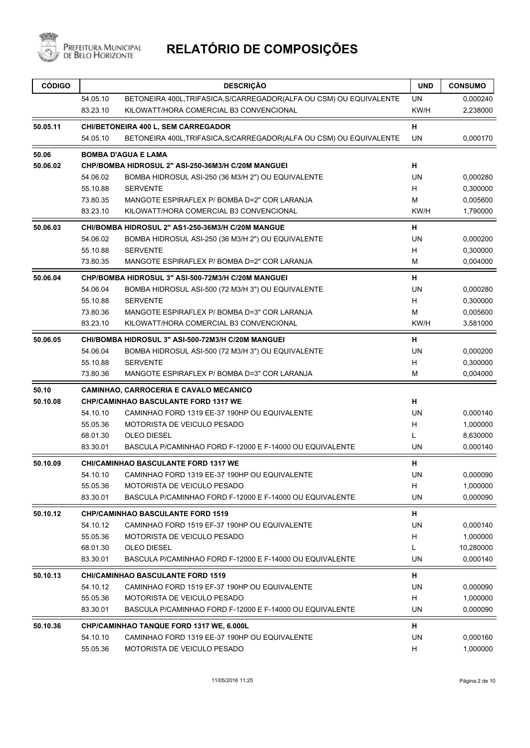# RELATÓRIO DE COMPOSIÇÕES

| CÓDIGO | | DESCRIÇÃO | UND | CONSUMO |
|---|---|---|---|---|
| | 54.05.10 | BETONEIRA 400L,TRIFASICA,S/CARREGADOR(ALFA OU CSM) OU EQUIVALENTE | UN | 0,000240 |
| | 83.23.10 | KILOWATT/HORA COMERCIAL B3 CONVENCIONAL | KW/H | 2,238000 |
| **50.05.11** | | **CHI/BETONEIRA 400 L, SEM CARREGADOR** | **H** | |
| | 54.05.10 | BETONEIRA 400L,TRIFASICA,S/CARREGADOR(ALFA OU CSM) OU EQUIVALENTE | UN | 0,000170 |
| **50.06** | | **BOMBA D'AGUA E LAMA** | | |
| **50.06.02** | | **CHP/BOMBA HIDROSUL 2" ASI-250-36M3/H C/20M MANGUEI** | **H** | |
| | 54.06.02 | BOMBA HIDROSUL ASI-250 (36 M3/H 2") OU EQUIVALENTE | UN | 0,000280 |
| | 55.10.88 | SERVENTE | H | 0,300000 |
| | 73.80.35 | MANGOTE ESPIRAFLEX P/ BOMBA D=2" COR LARANJA | M | 0,005600 |
| | 83.23.10 | KILOWATT/HORA COMERCIAL B3 CONVENCIONAL | KW/H | 1,790000 |
| **50.06.03** | | **CHI/BOMBA HIDROSUL 2" AS1-250-36M3/H C/20M MANGUE** | **H** | |
| | 54.06.02 | BOMBA HIDROSUL ASI-250 (36 M3/H 2") OU EQUIVALENTE | UN | 0,000200 |
| | 55.10.88 | SERVENTE | H | 0,300000 |
| | 73.80.35 | MANGOTE ESPIRAFLEX P/ BOMBA D=2" COR LARANJA | M | 0,004000 |
| **50.06.04** | | **CHP/BOMBA HIDROSUL 3" ASI-500-72M3/H C/20M MANGUEI** | **H** | |
| | 54.06.04 | BOMBA HIDROSUL ASI-500 (72 M3/H 3") OU EQUIVALENTE | UN | 0,000280 |
| | 55.10.88 | SERVENTE | H | 0,300000 |
| | 73.80.36 | MANGOTE ESPIRAFLEX P/ BOMBA D=3" COR LARANJA | M | 0,005600 |
| | 83.23.10 | KILOWATT/HORA COMERCIAL B3 CONVENCIONAL | KW/H | 3,581000 |
| **50.06.05** | | **CHI/BOMBA HIDROSUL 3" ASI-500-72M3/H C/20M MANGUEI** | **H** | |
| | 54.06.04 | BOMBA HIDROSUL ASI-500 (72 M3/H 3") OU EQUIVALENTE | UN | 0,000200 |
| | 55.10.88 | SERVENTE | H | 0,300000 |
| | 73.80.36 | MANGOTE ESPIRAFLEX P/ BOMBA D=3" COR LARANJA | M | 0,004000 |
| **50.10** | | **CAMINHAO, CARROCERIA E CAVALO MECANICO** | | |
| **50.10.08** | | **CHP/CAMINHAO BASCULANTE FORD 1317 WE** | **H** | |
| | 54.10.10 | CAMINHAO FORD 1319 EE-37 190HP OU EQUIVALENTE | UN | 0,000140 |
| | 55.05.36 | MOTORISTA DE VEICULO PESADO | H | 1,000000 |
| | 68.01.30 | OLEO DIESEL | L | 8,630000 |
| | 83.30.01 | BASCULA P/CAMINHAO FORD F-12000 E F-14000 OU EQUIVALENTE | UN | 0,000140 |
| **50.10.09** | | **CHI/CAMINHAO BASCULANTE FORD 1317 WE** | **H** | |
| | 54.10.10 | CAMINHAO FORD 1319 EE-37 190HP OU EQUIVALENTE | UN | 0,000090 |
| | 55.05.36 | MOTORISTA DE VEICULO PESADO | H | 1,000000 |
| | 83.30.01 | BASCULA P/CAMINHAO FORD F-12000 E F-14000 OU EQUIVALENTE | UN | 0,000090 |
| **50.10.12** | | **CHP/CAMINHAO BASCULANTE FORD 1519** | **H** | |
| | 54.10.12 | CAMINHAO FORD 1519 EF-37 190HP OU EQUIVALENTE | UN | 0,000140 |
| | 55.05.36 | MOTORISTA DE VEICULO PESADO | H | 1,000000 |
| | 68.01.30 | OLEO DIESEL | L | 10,280000 |
| | 83.30.01 | BASCULA P/CAMINHAO FORD F-12000 E F-14000 OU EQUIVALENTE | UN | 0,000140 |
| **50.10.13** | | **CHI/CAMINHAO BASCULANTE FORD 1519** | **H** | |
| | 54.10.12 | CAMINHAO FORD 1519 EF-37 190HP OU EQUIVALENTE | UN | 0,000090 |
| | 55.05.36 | MOTORISTA DE VEICULO PESADO | H | 1,000000 |
| | 83.30.01 | BASCULA P/CAMINHAO FORD F-12000 E F-14000 OU EQUIVALENTE | UN | 0,000090 |
| **50.10.36** | | **CHP/CAMINHAO TANQUE FORD 1317 WE, 6.000L** | **H** | |
| | 54.10.10 | CAMINHAO FORD 1319 EE-37 190HP OU EQUIVALENTE | UN | 0,000160 |
| | 55.05.36 | MOTORISTA DE VEICULO PESADO | H | 1,000000 |

11/05/2016 11:25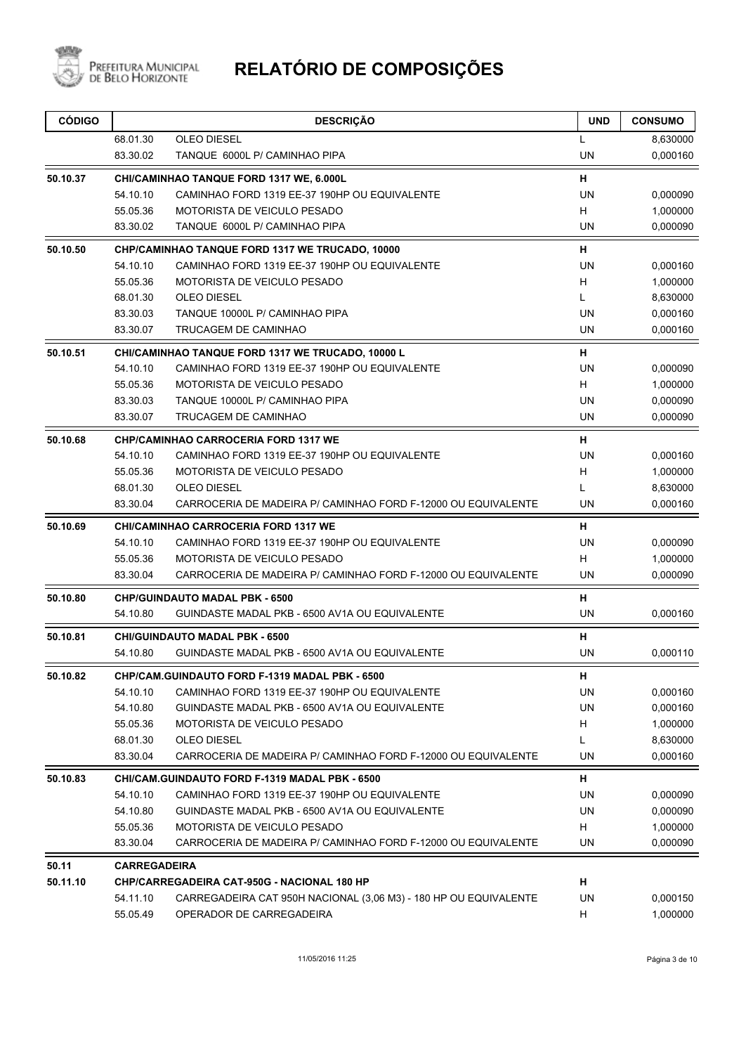# RELATÓRIO DE COMPOSIÇÕES

| CÓDIGO | | DESCRIÇÃO | UND | CONSUMO |
|---|---|---|---|---|
| | 68.01.30 | OLEO DIESEL | L | 8,630000 |
| | 83.30.02 | TANQUE 6000L P/ CAMINHAO PIPA | UN | 0,000160 |
| **50.10.37** | **CHI/CAMINHAO TANQUE FORD 1317 WE, 6.000L** | | **H** | |
| | 54.10.10 | CAMINHAO FORD 1319 EE-37 190HP OU EQUIVALENTE | UN | 0,000090 |
| | 55.05.36 | MOTORISTA DE VEICULO PESADO | H | 1,000000 |
| | 83.30.02 | TANQUE 6000L P/ CAMINHAO PIPA | UN | 0,000090 |
| **50.10.50** | **CHP/CAMINHAO TANQUE FORD 1317 WE TRUCADO, 10000** | | **H** | |
| | 54.10.10 | CAMINHAO FORD 1319 EE-37 190HP OU EQUIVALENTE | UN | 0,000160 |
| | 55.05.36 | MOTORISTA DE VEICULO PESADO | H | 1,000000 |
| | 68.01.30 | OLEO DIESEL | L | 8,630000 |
| | 83.30.03 | TANQUE 10000L P/ CAMINHAO PIPA | UN | 0,000160 |
| | 83.30.07 | TRUCAGEM DE CAMINHAO | UN | 0,000160 |
| **50.10.51** | **CHI/CAMINHAO TANQUE FORD 1317 WE TRUCADO, 10000 L** | | **H** | |
| | 54.10.10 | CAMINHAO FORD 1319 EE-37 190HP OU EQUIVALENTE | UN | 0,000090 |
| | 55.05.36 | MOTORISTA DE VEICULO PESADO | H | 1,000000 |
| | 83.30.03 | TANQUE 10000L P/ CAMINHAO PIPA | UN | 0,000090 |
| | 83.30.07 | TRUCAGEM DE CAMINHAO | UN | 0,000090 |
| **50.10.68** | **CHP/CAMINHAO CARROCERIA FORD 1317 WE** | | **H** | |
| | 54.10.10 | CAMINHAO FORD 1319 EE-37 190HP OU EQUIVALENTE | UN | 0,000160 |
| | 55.05.36 | MOTORISTA DE VEICULO PESADO | H | 1,000000 |
| | 68.01.30 | OLEO DIESEL | L | 8,630000 |
| | 83.30.04 | CARROCERIA DE MADEIRA P/ CAMINHAO FORD F-12000 OU EQUIVALENTE | UN | 0,000160 |
| **50.10.69** | **CHI/CAMINHAO CARROCERIA FORD 1317 WE** | | **H** | |
| | 54.10.10 | CAMINHAO FORD 1319 EE-37 190HP OU EQUIVALENTE | UN | 0,000090 |
| | 55.05.36 | MOTORISTA DE VEICULO PESADO | H | 1,000000 |
| | 83.30.04 | CARROCERIA DE MADEIRA P/ CAMINHAO FORD F-12000 OU EQUIVALENTE | UN | 0,000090 |
| **50.10.80** | **CHP/GUINDAUTO MADAL PBK - 6500** | | **H** | |
| | 54.10.80 | GUINDASTE MADAL PKB - 6500 AV1A OU EQUIVALENTE | UN | 0,000160 |
| **50.10.81** | **CHI/GUINDAUTO MADAL PBK - 6500** | | **H** | |
| | 54.10.80 | GUINDASTE MADAL PKB - 6500 AV1A OU EQUIVALENTE | UN | 0,000110 |
| **50.10.82** | **CHP/CAM.GUINDAUTO FORD F-1319 MADAL PBK - 6500** | | **H** | |
| | 54.10.10 | CAMINHAO FORD 1319 EE-37 190HP OU EQUIVALENTE | UN | 0,000160 |
| | 54.10.80 | GUINDASTE MADAL PKB - 6500 AV1A OU EQUIVALENTE | UN | 0,000160 |
| | 55.05.36 | MOTORISTA DE VEICULO PESADO | H | 1,000000 |
| | 68.01.30 | OLEO DIESEL | L | 8,630000 |
| | 83.30.04 | CARROCERIA DE MADEIRA P/ CAMINHAO FORD F-12000 OU EQUIVALENTE | UN | 0,000160 |
| **50.10.83** | **CHI/CAM.GUINDAUTO FORD F-1319 MADAL PBK - 6500** | | **H** | |
| | 54.10.10 | CAMINHAO FORD 1319 EE-37 190HP OU EQUIVALENTE | UN | 0,000090 |
| | 54.10.80 | GUINDASTE MADAL PKB - 6500 AV1A OU EQUIVALENTE | UN | 0,000090 |
| | 55.05.36 | MOTORISTA DE VEICULO PESADO | H | 1,000000 |
| | 83.30.04 | CARROCERIA DE MADEIRA P/ CAMINHAO FORD F-12000 OU EQUIVALENTE | UN | 0,000090 |
| **50.11** | **CARREGADEIRA** | | | |
| **50.11.10** | **CHP/CARREGADEIRA CAT-950G - NACIONAL 180 HP** | | **H** | |
| | 54.11.10 | CARREGADEIRA CAT 950H NACIONAL (3,06 M3) - 180 HP OU EQUIVALENTE | UN | 0,000150 |
| | 55.05.49 | OPERADOR DE CARREGADEIRA | H | 1,000000 |

11/05/2016 11:25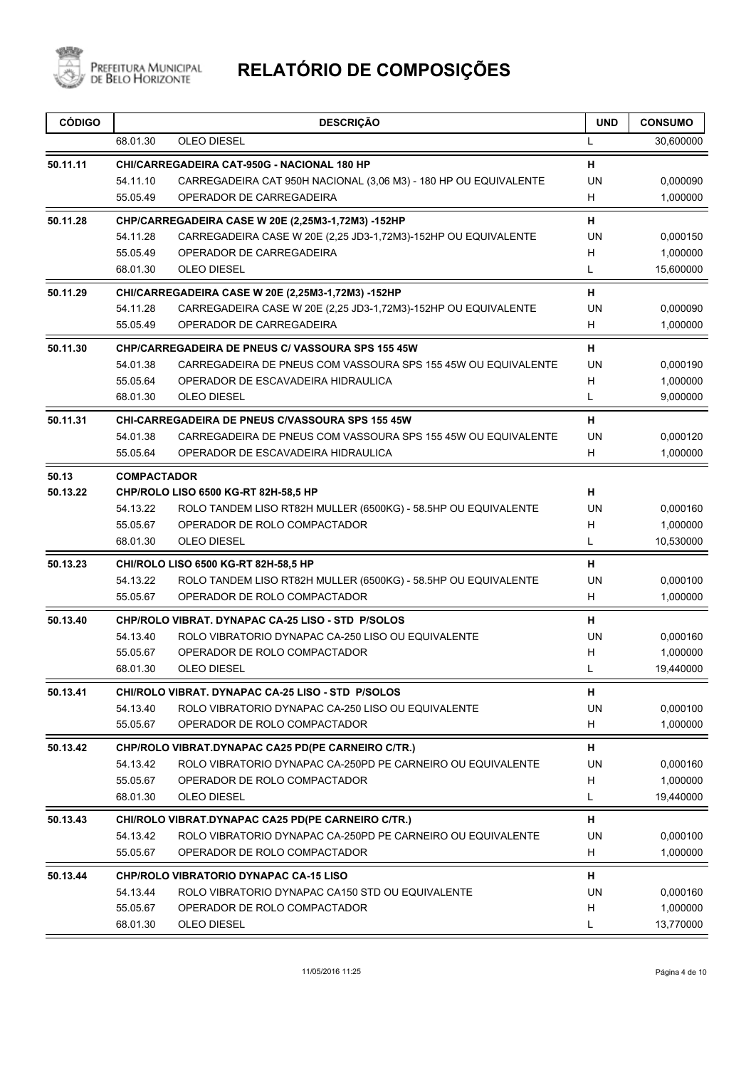# RELATÓRIO DE COMPOSIÇÕES

| CÓDIGO | | DESCRIÇÃO | UND | CONSUMO |
|---|---|---|---|---|
| | 68.01.30 | OLEO DIESEL | L | 30,600000 |
| **50.11.11** | | **CHI/CARREGADEIRA CAT-950G - NACIONAL 180 HP** | **H** | |
| | 54.11.10 | CARREGADEIRA CAT 950H NACIONAL (3,06 M3) - 180 HP OU EQUIVALENTE | UN | 0,000090 |
| | 55.05.49 | OPERADOR DE CARREGADEIRA | H | 1,000000 |
| **50.11.28** | | **CHP/CARREGADEIRA CASE W 20E (2,25M3-1,72M3) -152HP** | **H** | |
| | 54.11.28 | CARREGADEIRA CASE W 20E (2,25 JD3-1,72M3)-152HP OU EQUIVALENTE | UN | 0,000150 |
| | 55.05.49 | OPERADOR DE CARREGADEIRA | H | 1,000000 |
| | 68.01.30 | OLEO DIESEL | L | 15,600000 |
| **50.11.29** | | **CHI/CARREGADEIRA CASE W 20E (2,25M3-1,72M3) -152HP** | **H** | |
| | 54.11.28 | CARREGADEIRA CASE W 20E (2,25 JD3-1,72M3)-152HP OU EQUIVALENTE | UN | 0,000090 |
| | 55.05.49 | OPERADOR DE CARREGADEIRA | H | 1,000000 |
| **50.11.30** | | **CHP/CARREGADEIRA DE PNEUS C/ VASSOURA SPS 155 45W** | **H** | |
| | 54.01.38 | CARREGADEIRA DE PNEUS COM VASSOURA SPS 155 45W OU EQUIVALENTE | UN | 0,000190 |
| | 55.05.64 | OPERADOR DE ESCAVADEIRA HIDRAULICA | H | 1,000000 |
| | 68.01.30 | OLEO DIESEL | L | 9,000000 |
| **50.11.31** | | **CHI-CARREGADEIRA DE PNEUS C/VASSOURA SPS 155 45W** | **H** | |
| | 54.01.38 | CARREGADEIRA DE PNEUS COM VASSOURA SPS 155 45W OU EQUIVALENTE | UN | 0,000120 |
| | 55.05.64 | OPERADOR DE ESCAVADEIRA HIDRAULICA | H | 1,000000 |
| **50.13** | | **COMPACTADOR** | | |
| **50.13.22** | | **CHP/ROLO LISO 6500 KG-RT 82H-58,5 HP** | **H** | |
| | 54.13.22 | ROLO TANDEM LISO RT82H MULLER (6500KG) - 58.5HP OU EQUIVALENTE | UN | 0,000160 |
| | 55.05.67 | OPERADOR DE ROLO COMPACTADOR | H | 1,000000 |
| | 68.01.30 | OLEO DIESEL | L | 10,530000 |
| **50.13.23** | | **CHI/ROLO LISO 6500 KG-RT 82H-58,5 HP** | **H** | |
| | 54.13.22 | ROLO TANDEM LISO RT82H MULLER (6500KG) - 58.5HP OU EQUIVALENTE | UN | 0,000100 |
| | 55.05.67 | OPERADOR DE ROLO COMPACTADOR | H | 1,000000 |
| **50.13.40** | | **CHP/ROLO VIBRAT. DYNAPAC CA-25 LISO - STD P/SOLOS** | **H** | |
| | 54.13.40 | ROLO VIBRATORIO DYNAPAC CA-250 LISO OU EQUIVALENTE | UN | 0,000160 |
| | 55.05.67 | OPERADOR DE ROLO COMPACTADOR | H | 1,000000 |
| | 68.01.30 | OLEO DIESEL | L | 19,440000 |
| **50.13.41** | | **CHI/ROLO VIBRAT. DYNAPAC CA-25 LISO - STD P/SOLOS** | **H** | |
| | 54.13.40 | ROLO VIBRATORIO DYNAPAC CA-250 LISO OU EQUIVALENTE | UN | 0,000100 |
| | 55.05.67 | OPERADOR DE ROLO COMPACTADOR | H | 1,000000 |
| **50.13.42** | | **CHP/ROLO VIBRAT.DYNAPAC CA25 PD(PE CARNEIRO C/TR.)** | **H** | |
| | 54.13.42 | ROLO VIBRATORIO DYNAPAC CA-250PD PE CARNEIRO OU EQUIVALENTE | UN | 0,000160 |
| | 55.05.67 | OPERADOR DE ROLO COMPACTADOR | H | 1,000000 |
| | 68.01.30 | OLEO DIESEL | L | 19,440000 |
| **50.13.43** | | **CHI/ROLO VIBRAT.DYNAPAC CA25 PD(PE CARNEIRO C/TR.)** | **H** | |
| | 54.13.42 | ROLO VIBRATORIO DYNAPAC CA-250PD PE CARNEIRO OU EQUIVALENTE | UN | 0,000100 |
| | 55.05.67 | OPERADOR DE ROLO COMPACTADOR | H | 1,000000 |
| **50.13.44** | | **CHP/ROLO VIBRATORIO DYNAPAC CA-15 LISO** | **H** | |
| | 54.13.44 | ROLO VIBRATORIO DYNAPAC CA150 STD OU EQUIVALENTE | UN | 0,000160 |
| | 55.05.67 | OPERADOR DE ROLO COMPACTADOR | H | 1,000000 |
| | 68.01.30 | OLEO DIESEL | L | 13,770000 |

11/05/2016 11:25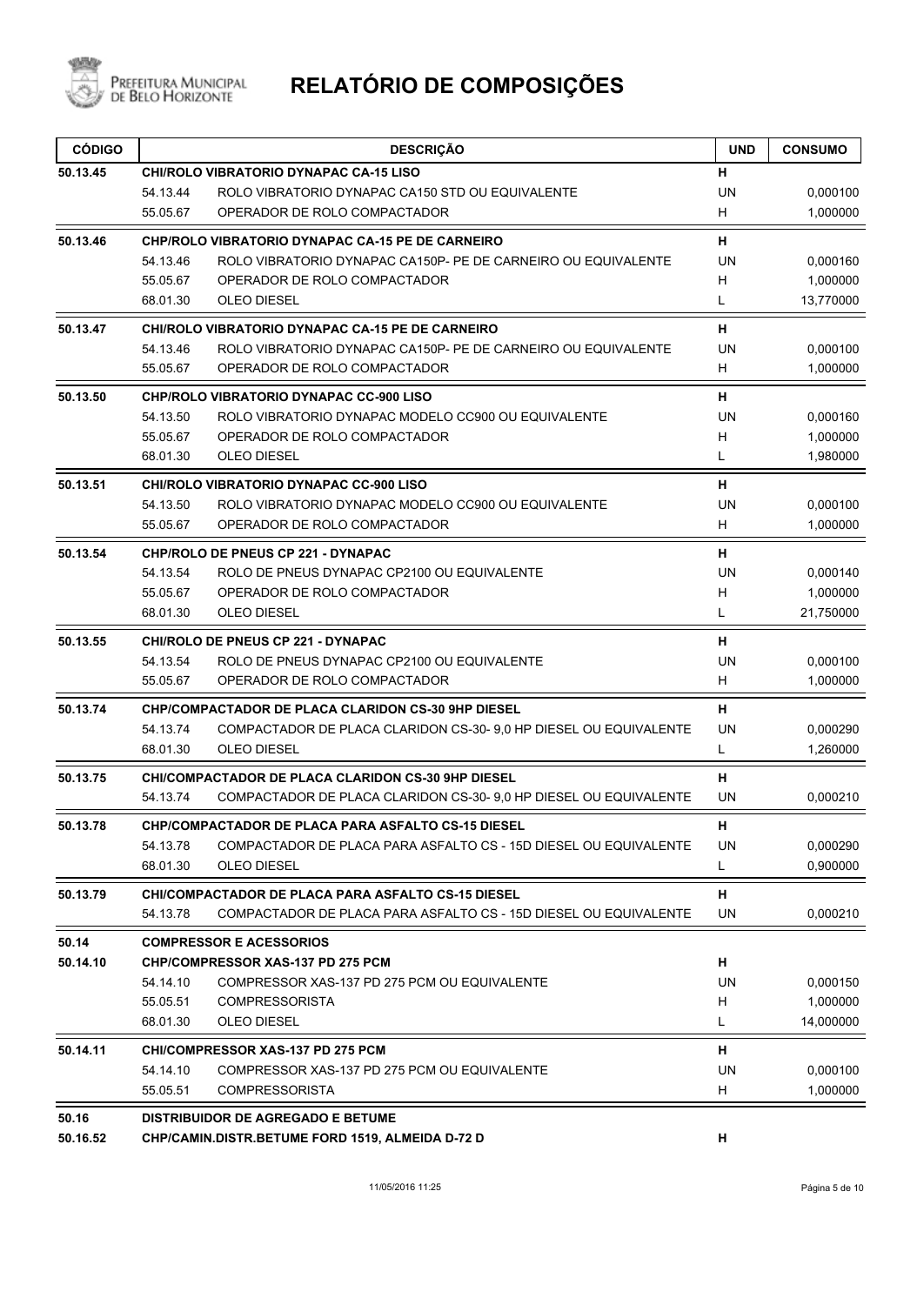# RELATÓRIO DE COMPOSIÇÕES

| CÓDIGO | | DESCRIÇÃO | UND | CONSUMO |
|---|---|---|---|---|
| 50.13.45 | | **CHI/ROLO VIBRATORIO DYNAPAC CA-15 LISO** | H | |
| | 54.13.44 | ROLO VIBRATORIO DYNAPAC CA150 STD OU EQUIVALENTE | UN | 0,000100 |
| | 55.05.67 | OPERADOR DE ROLO COMPACTADOR | H | 1,000000 |
| 50.13.46 | | **CHP/ROLO VIBRATORIO DYNAPAC CA-15 PE DE CARNEIRO** | H | |
| | 54.13.46 | ROLO VIBRATORIO DYNAPAC CA150P- PE DE CARNEIRO OU EQUIVALENTE | UN | 0,000160 |
| | 55.05.67 | OPERADOR DE ROLO COMPACTADOR | H | 1,000000 |
| | 68.01.30 | OLEO DIESEL | L | 13,770000 |
| 50.13.47 | | **CHI/ROLO VIBRATORIO DYNAPAC CA-15 PE DE CARNEIRO** | H | |
| | 54.13.46 | ROLO VIBRATORIO DYNAPAC CA150P- PE DE CARNEIRO OU EQUIVALENTE | UN | 0,000100 |
| | 55.05.67 | OPERADOR DE ROLO COMPACTADOR | H | 1,000000 |
| 50.13.50 | | **CHP/ROLO VIBRATORIO DYNAPAC CC-900 LISO** | H | |
| | 54.13.50 | ROLO VIBRATORIO DYNAPAC MODELO CC900 OU EQUIVALENTE | UN | 0,000160 |
| | 55.05.67 | OPERADOR DE ROLO COMPACTADOR | H | 1,000000 |
| | 68.01.30 | OLEO DIESEL | L | 1,980000 |
| 50.13.51 | | **CHI/ROLO VIBRATORIO DYNAPAC CC-900 LISO** | H | |
| | 54.13.50 | ROLO VIBRATORIO DYNAPAC MODELO CC900 OU EQUIVALENTE | UN | 0,000100 |
| | 55.05.67 | OPERADOR DE ROLO COMPACTADOR | H | 1,000000 |
| 50.13.54 | | **CHP/ROLO DE PNEUS CP 221 - DYNAPAC** | H | |
| | 54.13.54 | ROLO DE PNEUS DYNAPAC CP2100 OU EQUIVALENTE | UN | 0,000140 |
| | 55.05.67 | OPERADOR DE ROLO COMPACTADOR | H | 1,000000 |
| | 68.01.30 | OLEO DIESEL | L | 21,750000 |
| 50.13.55 | | **CHI/ROLO DE PNEUS CP 221 - DYNAPAC** | H | |
| | 54.13.54 | ROLO DE PNEUS DYNAPAC CP2100 OU EQUIVALENTE | UN | 0,000100 |
| | 55.05.67 | OPERADOR DE ROLO COMPACTADOR | H | 1,000000 |
| 50.13.74 | | **CHP/COMPACTADOR DE PLACA CLARIDON CS-30 9HP DIESEL** | H | |
| | 54.13.74 | COMPACTADOR DE PLACA CLARIDON CS-30- 9,0 HP DIESEL OU EQUIVALENTE | UN | 0,000290 |
| | 68.01.30 | OLEO DIESEL | L | 1,260000 |
| 50.13.75 | | **CHI/COMPACTADOR DE PLACA CLARIDON CS-30 9HP DIESEL** | H | |
| | 54.13.74 | COMPACTADOR DE PLACA CLARIDON CS-30- 9,0 HP DIESEL OU EQUIVALENTE | UN | 0,000210 |
| 50.13.78 | | **CHP/COMPACTADOR DE PLACA PARA ASFALTO CS-15 DIESEL** | H | |
| | 54.13.78 | COMPACTADOR DE PLACA PARA ASFALTO CS - 15D DIESEL OU EQUIVALENTE | UN | 0,000290 |
| | 68.01.30 | OLEO DIESEL | L | 0,900000 |
| 50.13.79 | | **CHI/COMPACTADOR DE PLACA PARA ASFALTO CS-15 DIESEL** | H | |
| | 54.13.78 | COMPACTADOR DE PLACA PARA ASFALTO CS - 15D DIESEL OU EQUIVALENTE | UN | 0,000210 |
| 50.14 | | **COMPRESSOR E ACESSORIOS** | | |
| 50.14.10 | | **CHP/COMPRESSOR XAS-137 PD 275 PCM** | H | |
| | 54.14.10 | COMPRESSOR XAS-137 PD 275 PCM OU EQUIVALENTE | UN | 0,000150 |
| | 55.05.51 | COMPRESSORISTA | H | 1,000000 |
| | 68.01.30 | OLEO DIESEL | L | 14,000000 |
| 50.14.11 | | **CHI/COMPRESSOR XAS-137 PD 275 PCM** | H | |
| | 54.14.10 | COMPRESSOR XAS-137 PD 275 PCM OU EQUIVALENTE | UN | 0,000100 |
| | 55.05.51 | COMPRESSORISTA | H | 1,000000 |
| 50.16 | | **DISTRIBUIDOR DE AGREGADO E BETUME** | | |
| 50.16.52 | | **CHP/CAMIN.DISTR.BETUME FORD 1519, ALMEIDA D-72 D** | H | |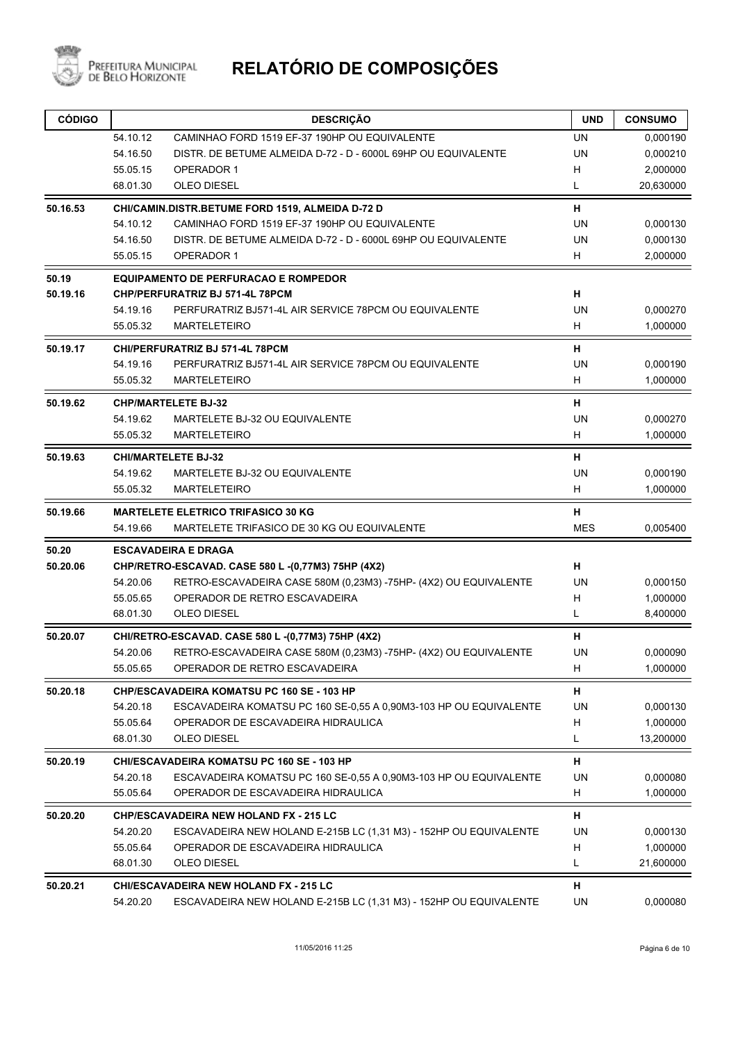# RELATÓRIO DE COMPOSIÇÕES

| CÓDIGO | | DESCRIÇÃO | UND | CONSUMO |
|---|---|---|---|---|
| | 54.10.12 | CAMINHAO FORD 1519 EF-37 190HP OU EQUIVALENTE | UN | 0,000190 |
| | 54.16.50 | DISTR. DE BETUME ALMEIDA D-72 - D - 6000L 69HP OU EQUIVALENTE | UN | 0,000210 |
| | 55.05.15 | OPERADOR 1 | H | 2,000000 |
| | 68.01.30 | OLEO DIESEL | L | 20,630000 |
| **50.16.53** | | **CHI/CAMIN.DISTR.BETUME FORD 1519, ALMEIDA D-72 D** | **H** | |
| | 54.10.12 | CAMINHAO FORD 1519 EF-37 190HP OU EQUIVALENTE | UN | 0,000130 |
| | 54.16.50 | DISTR. DE BETUME ALMEIDA D-72 - D - 6000L 69HP OU EQUIVALENTE | UN | 0,000130 |
| | 55.05.15 | OPERADOR 1 | H | 2,000000 |
| **50.19** | | **EQUIPAMENTO DE PERFURACAO E ROMPEDOR** | | |
| **50.19.16** | | **CHP/PERFURATRIZ BJ 571-4L 78PCM** | **H** | |
| | 54.19.16 | PERFURATRIZ BJ571-4L AIR SERVICE 78PCM OU EQUIVALENTE | UN | 0,000270 |
| | 55.05.32 | MARTELETEIRO | H | 1,000000 |
| **50.19.17** | | **CHI/PERFURATRIZ BJ 571-4L 78PCM** | **H** | |
| | 54.19.16 | PERFURATRIZ BJ571-4L AIR SERVICE 78PCM OU EQUIVALENTE | UN | 0,000190 |
| | 55.05.32 | MARTELETEIRO | H | 1,000000 |
| **50.19.62** | | **CHP/MARTELETE BJ-32** | **H** | |
| | 54.19.62 | MARTELETE BJ-32 OU EQUIVALENTE | UN | 0,000270 |
| | 55.05.32 | MARTELETEIRO | H | 1,000000 |
| **50.19.63** | | **CHI/MARTELETE BJ-32** | **H** | |
| | 54.19.62 | MARTELETE BJ-32 OU EQUIVALENTE | UN | 0,000190 |
| | 55.05.32 | MARTELETEIRO | H | 1,000000 |
| **50.19.66** | | **MARTELETE ELETRICO TRIFASICO 30 KG** | **H** | |
| | 54.19.66 | MARTELETE TRIFASICO DE 30 KG OU EQUIVALENTE | MES | 0,005400 |
| **50.20** | | **ESCAVADEIRA E DRAGA** | | |
| **50.20.06** | | **CHP/RETRO-ESCAVAD. CASE 580 L -(0,77M3) 75HP (4X2)** | **H** | |
| | 54.20.06 | RETRO-ESCAVADEIRA CASE 580M (0,23M3) -75HP- (4X2) OU EQUIVALENTE | UN | 0,000150 |
| | 55.05.65 | OPERADOR DE RETRO ESCAVADEIRA | H | 1,000000 |
| | 68.01.30 | OLEO DIESEL | L | 8,400000 |
| **50.20.07** | | **CHI/RETRO-ESCAVAD. CASE 580 L -(0,77M3) 75HP (4X2)** | **H** | |
| | 54.20.06 | RETRO-ESCAVADEIRA CASE 580M (0,23M3) -75HP- (4X2) OU EQUIVALENTE | UN | 0,000090 |
| | 55.05.65 | OPERADOR DE RETRO ESCAVADEIRA | H | 1,000000 |
| **50.20.18** | | **CHP/ESCAVADEIRA KOMATSU PC 160 SE - 103 HP** | **H** | |
| | 54.20.18 | ESCAVADEIRA KOMATSU PC 160 SE-0,55 A 0,90M3-103 HP OU EQUIVALENTE | UN | 0,000130 |
| | 55.05.64 | OPERADOR DE ESCAVADEIRA HIDRAULICA | H | 1,000000 |
| | 68.01.30 | OLEO DIESEL | L | 13,200000 |
| **50.20.19** | | **CHI/ESCAVADEIRA KOMATSU PC 160 SE - 103 HP** | **H** | |
| | 54.20.18 | ESCAVADEIRA KOMATSU PC 160 SE-0,55 A 0,90M3-103 HP OU EQUIVALENTE | UN | 0,000080 |
| | 55.05.64 | OPERADOR DE ESCAVADEIRA HIDRAULICA | H | 1,000000 |
| **50.20.20** | | **CHP/ESCAVADEIRA NEW HOLAND FX - 215 LC** | **H** | |
| | 54.20.20 | ESCAVADEIRA NEW HOLAND E-215B LC (1,31 M3) - 152HP OU EQUIVALENTE | UN | 0,000130 |
| | 55.05.64 | OPERADOR DE ESCAVADEIRA HIDRAULICA | H | 1,000000 |
| | 68.01.30 | OLEO DIESEL | L | 21,600000 |
| **50.20.21** | | **CHI/ESCAVADEIRA NEW HOLAND FX - 215 LC** | **H** | |
| | 54.20.20 | ESCAVADEIRA NEW HOLAND E-215B LC (1,31 M3) - 152HP OU EQUIVALENTE | UN | 0,000080 |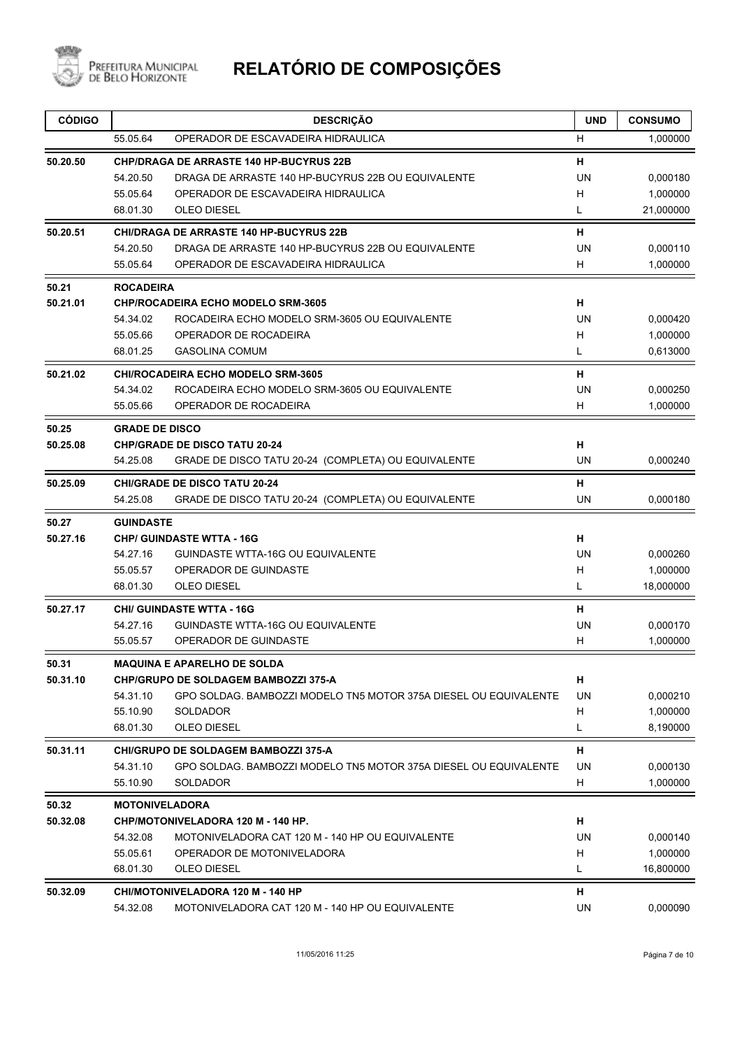# RELATÓRIO DE COMPOSIÇÕES

| CÓDIGO | | DESCRIÇÃO | UND | CONSUMO |
|---|---|---|---|---|
| | 55.05.64 | OPERADOR DE ESCAVADEIRA HIDRAULICA | H | 1,000000 |
| **50.20.50** | **CHP/DRAGA DE ARRASTE 140 HP-BUCYRUS 22B** | | **H** | |
| | 54.20.50 | DRAGA DE ARRASTE 140 HP-BUCYRUS 22B OU EQUIVALENTE | UN | 0,000180 |
| | 55.05.64 | OPERADOR DE ESCAVADEIRA HIDRAULICA | H | 1,000000 |
| | 68.01.30 | OLEO DIESEL | L | 21,000000 |
| **50.20.51** | **CHI/DRAGA DE ARRASTE 140 HP-BUCYRUS 22B** | | **H** | |
| | 54.20.50 | DRAGA DE ARRASTE 140 HP-BUCYRUS 22B OU EQUIVALENTE | UN | 0,000110 |
| | 55.05.64 | OPERADOR DE ESCAVADEIRA HIDRAULICA | H | 1,000000 |
| **50.21** | **ROCADEIRA** | | | |
| **50.21.01** | **CHP/ROCADEIRA ECHO MODELO SRM-3605** | | **H** | |
| | 54.34.02 | ROCADEIRA ECHO MODELO SRM-3605 OU EQUIVALENTE | UN | 0,000420 |
| | 55.05.66 | OPERADOR DE ROCADEIRA | H | 1,000000 |
| | 68.01.25 | GASOLINA COMUM | L | 0,613000 |
| **50.21.02** | **CHI/ROCADEIRA ECHO MODELO SRM-3605** | | **H** | |
| | 54.34.02 | ROCADEIRA ECHO MODELO SRM-3605 OU EQUIVALENTE | UN | 0,000250 |
| | 55.05.66 | OPERADOR DE ROCADEIRA | H | 1,000000 |
| **50.25** | **GRADE DE DISCO** | | | |
| **50.25.08** | **CHP/GRADE DE DISCO TATU 20-24** | | **H** | |
| | 54.25.08 | GRADE DE DISCO TATU 20-24 (COMPLETA) OU EQUIVALENTE | UN | 0,000240 |
| **50.25.09** | **CHI/GRADE DE DISCO TATU 20-24** | | **H** | |
| | 54.25.08 | GRADE DE DISCO TATU 20-24 (COMPLETA) OU EQUIVALENTE | UN | 0,000180 |
| **50.27** | **GUINDASTE** | | | |
| **50.27.16** | **CHP/ GUINDASTE WTTA - 16G** | | **H** | |
| | 54.27.16 | GUINDASTE WTTA-16G OU EQUIVALENTE | UN | 0,000260 |
| | 55.05.57 | OPERADOR DE GUINDASTE | H | 1,000000 |
| | 68.01.30 | OLEO DIESEL | L | 18,000000 |
| **50.27.17** | **CHI/ GUINDASTE WTTA - 16G** | | **H** | |
| | 54.27.16 | GUINDASTE WTTA-16G OU EQUIVALENTE | UN | 0,000170 |
| | 55.05.57 | OPERADOR DE GUINDASTE | H | 1,000000 |
| **50.31** | **MAQUINA E APARELHO DE SOLDA** | | | |
| **50.31.10** | **CHP/GRUPO DE SOLDAGEM BAMBOZZI 375-A** | | **H** | |
| | 54.31.10 | GPO SOLDAG. BAMBOZZI MODELO TN5 MOTOR 375A DIESEL OU EQUIVALENTE | UN | 0,000210 |
| | 55.10.90 | SOLDADOR | H | 1,000000 |
| | 68.01.30 | OLEO DIESEL | L | 8,190000 |
| **50.31.11** | **CHI/GRUPO DE SOLDAGEM BAMBOZZI 375-A** | | **H** | |
| | 54.31.10 | GPO SOLDAG. BAMBOZZI MODELO TN5 MOTOR 375A DIESEL OU EQUIVALENTE | UN | 0,000130 |
| | 55.10.90 | SOLDADOR | H | 1,000000 |
| **50.32** | **MOTONIVELADORA** | | | |
| **50.32.08** | **CHP/MOTONIVELADORA 120 M - 140 HP.** | | **H** | |
| | 54.32.08 | MOTONIVELADORA CAT 120 M - 140 HP OU EQUIVALENTE | UN | 0,000140 |
| | 55.05.61 | OPERADOR DE MOTONIVELADORA | H | 1,000000 |
| | 68.01.30 | OLEO DIESEL | L | 16,800000 |
| **50.32.09** | **CHI/MOTONIVELADORA 120 M - 140 HP** | | **H** | |
| | 54.32.08 | MOTONIVELADORA CAT 120 M - 140 HP OU EQUIVALENTE | UN | 0,000090 |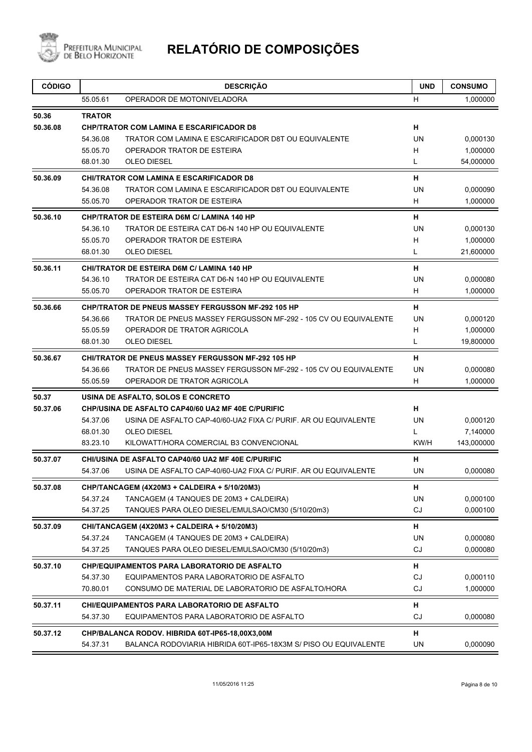# RELATÓRIO DE COMPOSIÇÕES

| CÓDIGO | | DESCRIÇÃO | UND | CONSUMO |
|---|---|---|---|---|
| | 55.05.61 | OPERADOR DE MOTONIVELADORA | H | 1,000000 |
| 50.36 | **TRATOR** | | | |
| 50.36.08 | **CHP/TRATOR COM LAMINA E ESCARIFICADOR D8** | | **H** | |
| | 54.36.08 | TRATOR COM LAMINA E ESCARIFICADOR D8T OU EQUIVALENTE | UN | 0,000130 |
| | 55.05.70 | OPERADOR TRATOR DE ESTEIRA | H | 1,000000 |
| | 68.01.30 | OLEO DIESEL | L | 54,000000 |
| 50.36.09 | **CHI/TRATOR COM LAMINA E ESCARIFICADOR D8** | | **H** | |
| | 54.36.08 | TRATOR COM LAMINA E ESCARIFICADOR D8T OU EQUIVALENTE | UN | 0,000090 |
| | 55.05.70 | OPERADOR TRATOR DE ESTEIRA | H | 1,000000 |
| 50.36.10 | **CHP/TRATOR DE ESTEIRA D6M C/ LAMINA 140 HP** | | **H** | |
| | 54.36.10 | TRATOR DE ESTEIRA CAT D6-N 140 HP OU EQUIVALENTE | UN | 0,000130 |
| | 55.05.70 | OPERADOR TRATOR DE ESTEIRA | H | 1,000000 |
| | 68.01.30 | OLEO DIESEL | L | 21,600000 |
| 50.36.11 | **CHI/TRATOR DE ESTEIRA D6M C/ LAMINA 140 HP** | | **H** | |
| | 54.36.10 | TRATOR DE ESTEIRA CAT D6-N 140 HP OU EQUIVALENTE | UN | 0,000080 |
| | 55.05.70 | OPERADOR TRATOR DE ESTEIRA | H | 1,000000 |
| 50.36.66 | **CHP/TRATOR DE PNEUS MASSEY FERGUSSON MF-292 105 HP** | | **H** | |
| | 54.36.66 | TRATOR DE PNEUS MASSEY FERGUSSON MF-292 - 105 CV OU EQUIVALENTE | UN | 0,000120 |
| | 55.05.59 | OPERADOR DE TRATOR AGRICOLA | H | 1,000000 |
| | 68.01.30 | OLEO DIESEL | L | 19,800000 |
| 50.36.67 | **CHI/TRATOR DE PNEUS MASSEY FERGUSSON MF-292 105 HP** | | **H** | |
| | 54.36.66 | TRATOR DE PNEUS MASSEY FERGUSSON MF-292 - 105 CV OU EQUIVALENTE | UN | 0,000080 |
| | 55.05.59 | OPERADOR DE TRATOR AGRICOLA | H | 1,000000 |
| 50.37 | **USINA DE ASFALTO, SOLOS E CONCRETO** | | | |
| 50.37.06 | **CHP/USINA DE ASFALTO CAP40/60 UA2 MF 40E C/PURIFIC** | | **H** | |
| | 54.37.06 | USINA DE ASFALTO CAP-40/60-UA2 FIXA C/ PURIF. AR OU EQUIVALENTE | UN | 0,000120 |
| | 68.01.30 | OLEO DIESEL | L | 7,140000 |
| | 83.23.10 | KILOWATT/HORA COMERCIAL B3 CONVENCIONAL | KW/H | 143,000000 |
| 50.37.07 | **CHI/USINA DE ASFALTO CAP40/60 UA2 MF 40E C/PURIFIC** | | **H** | |
| | 54.37.06 | USINA DE ASFALTO CAP-40/60-UA2 FIXA C/ PURIF. AR OU EQUIVALENTE | UN | 0,000080 |
| 50.37.08 | **CHP/TANCAGEM (4X20M3 + CALDEIRA + 5/10/20M3)** | | **H** | |
| | 54.37.24 | TANCAGEM (4 TANQUES DE 20M3 + CALDEIRA) | UN | 0,000100 |
| | 54.37.25 | TANQUES PARA OLEO DIESEL/EMULSAO/CM30 (5/10/20m3) | CJ | 0,000100 |
| 50.37.09 | **CHI/TANCAGEM (4X20M3 + CALDEIRA + 5/10/20M3)** | | **H** | |
| | 54.37.24 | TANCAGEM (4 TANQUES DE 20M3 + CALDEIRA) | UN | 0,000080 |
| | 54.37.25 | TANQUES PARA OLEO DIESEL/EMULSAO/CM30 (5/10/20m3) | CJ | 0,000080 |
| 50.37.10 | **CHP/EQUIPAMENTOS PARA LABORATORIO DE ASFALTO** | | **H** | |
| | 54.37.30 | EQUIPAMENTOS PARA LABORATORIO DE ASFALTO | CJ | 0,000110 |
| | 70.80.01 | CONSUMO DE MATERIAL DE LABORATORIO DE ASFALTO/HORA | CJ | 1,000000 |
| 50.37.11 | **CHI/EQUIPAMENTOS PARA LABORATORIO DE ASFALTO** | | **H** | |
| | 54.37.30 | EQUIPAMENTOS PARA LABORATORIO DE ASFALTO | CJ | 0,000080 |
| 50.37.12 | **CHP/BALANCA RODOV. HIBRIDA 60T-IP65-18,00X3,00M** | | **H** | |
| | 54.37.31 | BALANCA RODOVIARIA HIBRIDA 60T-IP65-18X3M S/ PISO OU EQUIVALENTE | UN | 0,000090 |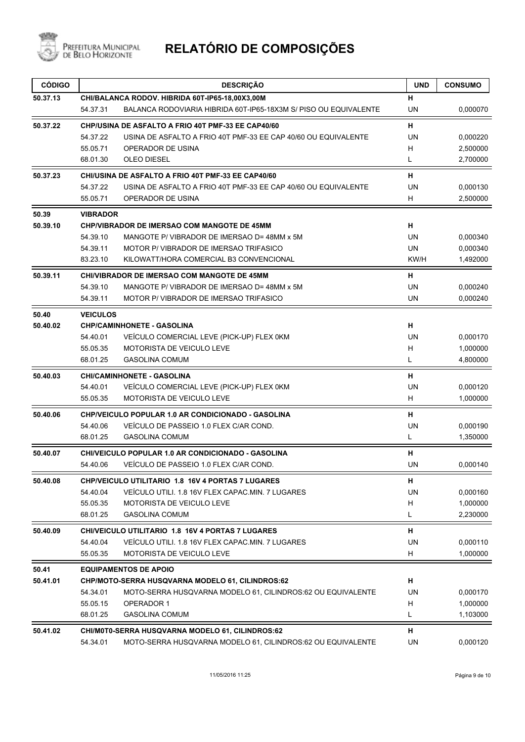# RELATÓRIO DE COMPOSIÇÕES

| CÓDIGO | | DESCRIÇÃO | UND | CONSUMO |
|---|---|---|---|---|
| 50.37.13 | **CHI/BALANCA RODOV. HIBRIDA 60T-IP65-18,00X3,00M** | | H | |
| | 54.37.31 | BALANCA RODOVIARIA HIBRIDA 60T-IP65-18X3M S/ PISO OU EQUIVALENTE | UN | 0,000070 |
| 50.37.22 | **CHP/USINA DE ASFALTO A FRIO 40T PMF-33 EE CAP40/60** | | H | |
| | 54.37.22 | USINA DE ASFALTO A FRIO 40T PMF-33 EE CAP 40/60 OU EQUIVALENTE | UN | 0,000220 |
| | 55.05.71 | OPERADOR DE USINA | H | 2,500000 |
| | 68.01.30 | OLEO DIESEL | L | 2,700000 |
| 50.37.23 | **CHI/USINA DE ASFALTO A FRIO 40T PMF-33 EE CAP40/60** | | H | |
| | 54.37.22 | USINA DE ASFALTO A FRIO 40T PMF-33 EE CAP 40/60 OU EQUIVALENTE | UN | 0,000130 |
| | 55.05.71 | OPERADOR DE USINA | H | 2,500000 |
| 50.39 | **VIBRADOR** | | | |
| 50.39.10 | **CHP/VIBRADOR DE IMERSAO COM MANGOTE DE 45MM** | | H | |
| | 54.39.10 | MANGOTE P/ VIBRADOR DE IMERSAO D= 48MM x 5M | UN | 0,000340 |
| | 54.39.11 | MOTOR P/ VIBRADOR DE IMERSAO TRIFASICO | UN | 0,000340 |
| | 83.23.10 | KILOWATT/HORA COMERCIAL B3 CONVENCIONAL | KW/H | 1,492000 |
| 50.39.11 | **CHI/VIBRADOR DE IMERSAO COM MANGOTE DE 45MM** | | H | |
| | 54.39.10 | MANGOTE P/ VIBRADOR DE IMERSAO D= 48MM x 5M | UN | 0,000240 |
| | 54.39.11 | MOTOR P/ VIBRADOR DE IMERSAO TRIFASICO | UN | 0,000240 |
| 50.40 | **VEICULOS** | | | |
| 50.40.02 | **CHP/CAMINHONETE - GASOLINA** | | H | |
| | 54.40.01 | VEÍCULO COMERCIAL LEVE (PICK-UP) FLEX 0KM | UN | 0,000170 |
| | 55.05.35 | MOTORISTA DE VEICULO LEVE | H | 1,000000 |
| | 68.01.25 | GASOLINA COMUM | L | 4,800000 |
| 50.40.03 | **CHI/CAMINHONETE - GASOLINA** | | H | |
| | 54.40.01 | VEÍCULO COMERCIAL LEVE (PICK-UP) FLEX 0KM | UN | 0,000120 |
| | 55.05.35 | MOTORISTA DE VEICULO LEVE | H | 1,000000 |
| 50.40.06 | **CHP/VEICULO POPULAR 1.0 AR CONDICIONADO - GASOLINA** | | H | |
| | 54.40.06 | VEÍCULO DE PASSEIO 1.0 FLEX C/AR COND. | UN | 0,000190 |
| | 68.01.25 | GASOLINA COMUM | L | 1,350000 |
| 50.40.07 | **CHI/VEICULO POPULAR 1.0 AR CONDICIONADO - GASOLINA** | | H | |
| | 54.40.06 | VEÍCULO DE PASSEIO 1.0 FLEX C/AR COND. | UN | 0,000140 |
| 50.40.08 | **CHP/VEICULO UTILITARIO 1.8 16V 4 PORTAS 7 LUGARES** | | H | |
| | 54.40.04 | VEÍCULO UTILI. 1.8 16V FLEX CAPAC.MIN. 7 LUGARES | UN | 0,000160 |
| | 55.05.35 | MOTORISTA DE VEICULO LEVE | H | 1,000000 |
| | 68.01.25 | GASOLINA COMUM | L | 2,230000 |
| 50.40.09 | **CHI/VEICULO UTILITARIO 1.8 16V 4 PORTAS 7 LUGARES** | | H | |
| | 54.40.04 | VEÍCULO UTILI. 1.8 16V FLEX CAPAC.MIN. 7 LUGARES | UN | 0,000110 |
| | 55.05.35 | MOTORISTA DE VEICULO LEVE | H | 1,000000 |
| 50.41 | **EQUIPAMENTOS DE APOIO** | | | |
| 50.41.01 | **CHP/MOTO-SERRA HUSQVARNA MODELO 61, CILINDROS:62** | | H | |
| | 54.34.01 | MOTO-SERRA HUSQVARNA MODELO 61, CILINDROS:62 OU EQUIVALENTE | UN | 0,000170 |
| | 55.05.15 | OPERADOR 1 | H | 1,000000 |
| | 68.01.25 | GASOLINA COMUM | L | 1,103000 |
| 50.41.02 | **CHI/M0T0-SERRA HUSQVARNA MODELO 61, CILINDROS:62** | | H | |
| | 54.34.01 | MOTO-SERRA HUSQVARNA MODELO 61, CILINDROS:62 OU EQUIVALENTE | UN | 0,000120 |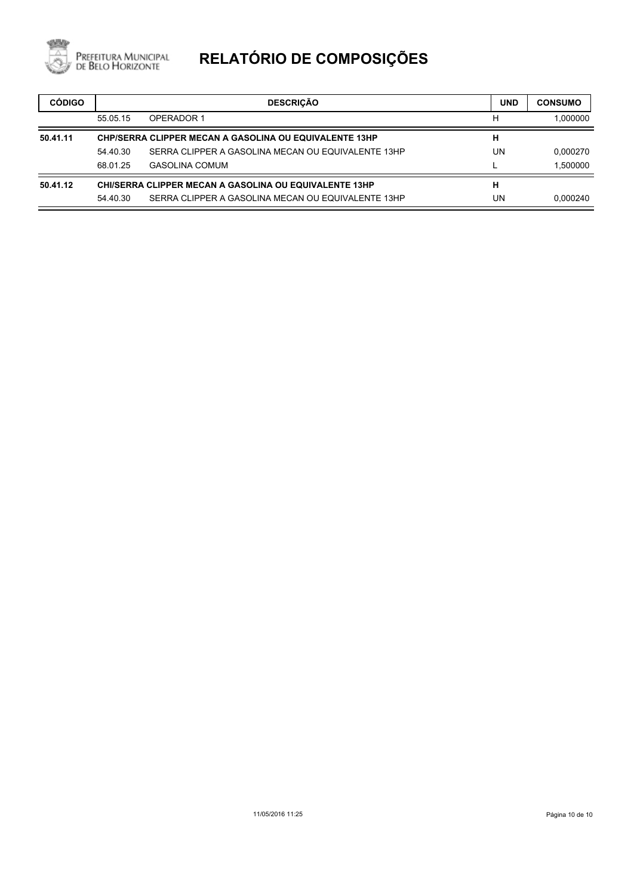# RELATÓRIO DE COMPOSIÇÕES

| CÓDIGO | DESCRIÇÃO | | UND | CONSUMO |
|---|---|---|---|---|
| | 55.05.15 | OPERADOR 1 | H | 1,000000 |
| **50.41.11** | **CHP/SERRA CLIPPER MECAN A GASOLINA OU EQUIVALENTE 13HP** | | **H** | |
| | 54.40.30 | SERRA CLIPPER A GASOLINA MECAN OU EQUIVALENTE 13HP | UN | 0,000270 |
| | 68.01.25 | GASOLINA COMUM | L | 1,500000 |
| **50.41.12** | **CHI/SERRA CLIPPER MECAN A GASOLINA OU EQUIVALENTE 13HP** | | **H** | |
| | 54.40.30 | SERRA CLIPPER A GASOLINA MECAN OU EQUIVALENTE 13HP | UN | 0,000240 |

11/05/2016 11:25